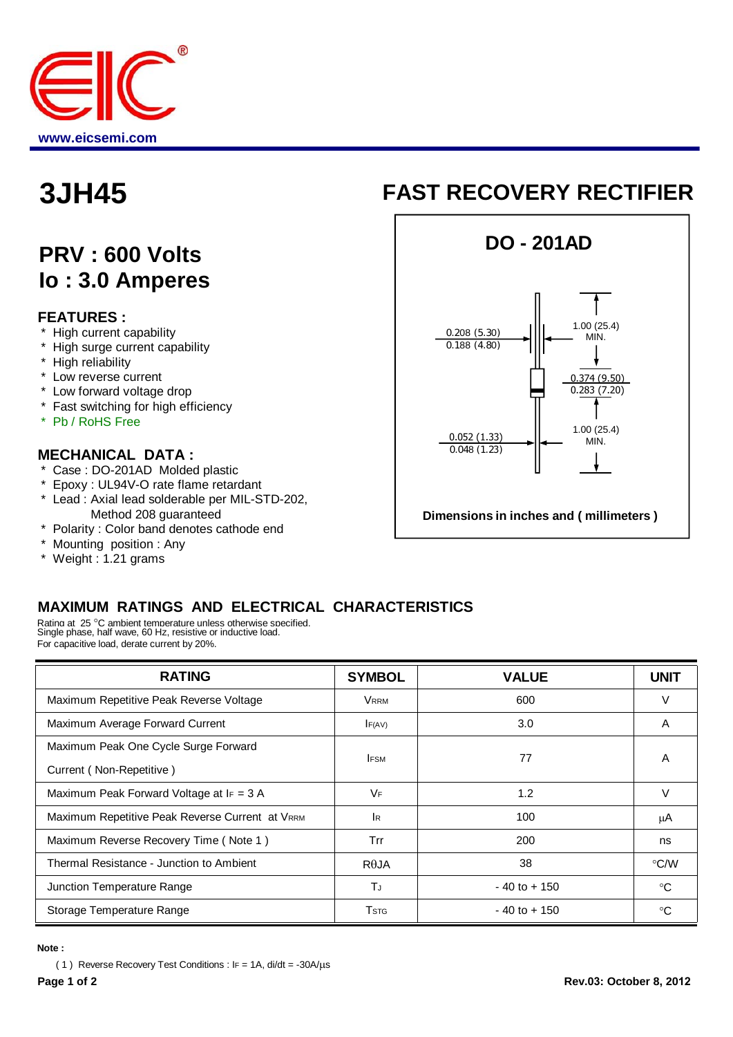www.eicsemi.com

# 3JH45

# FAST RECOVERY RECTIFIER

## PRV : 600 Volts
## Io : 3.0 Amperes

### FEATURES :

* High current capability
* High surge current capability
* High reliability
* Low reverse current
* Low forward voltage drop
* Fast switching for high efficiency
* Pb / RoHS Free

### MECHANICAL DATA :

* Case : DO-201AD Molded plastic
* Epoxy : UL94V-O rate flame retardant
* Lead : Axial lead solderable per MIL-STD-202, Method 208 guaranteed
* Polarity : Color band denotes cathode end
* Mounting position : Any
* Weight : 1.21 grams

DO - 201AD

0.208 (5.30)
0.188 (4.80)

1.00 (25.4)
MIN.

0.374 (9.50)
0.283 (7.20)

0.052 (1.33)
0.048 (1.23)

1.00 (25.4)
MIN.

Dimensions in inches and ( millimeters )

### MAXIMUM RATINGS AND ELECTRICAL CHARACTERISTICS

Rating at 25 °C ambient temperature unless otherwise specified.
Single phase, half wave, 60 Hz, resistive or inductive load.
For capacitive load, derate current by 20%.

| RATING | SYMBOL | VALUE | UNIT |
|---|---|---|---|
| Maximum Repetitive Peak Reverse Voltage | $V_{RRM}$ | 600 | V |
| Maximum Average Forward Current | $I_{F(AV)}$ | 3.0 | A |
| Maximum Peak One Cycle Surge Forward Current ( Non-Repetitive ) | $I_{FSM}$ | 77 | A |
| Maximum Peak Forward Voltage at $I_F$ = 3 A | $V_F$ | 1.2 | V |
| Maximum Repetitive Peak Reverse Current at $V_{RRM}$ | $I_R$ | 100 | μA |
| Maximum Reverse Recovery Time ( Note 1 ) | Trr | 200 | ns |
| Thermal Resistance - Junction to Ambient | $R_{\theta JA}$ | 38 | °C/W |
| Junction Temperature Range | $T_J$ | - 40 to + 150 | °C |
| Storage Temperature Range | $T_{STG}$ | - 40 to + 150 | °C |

**Note :**

( 1 ) Reverse Recovery Test Conditions : $I_F$ = 1A, di/dt = -30A/μs

Rev.03: October 8, 2012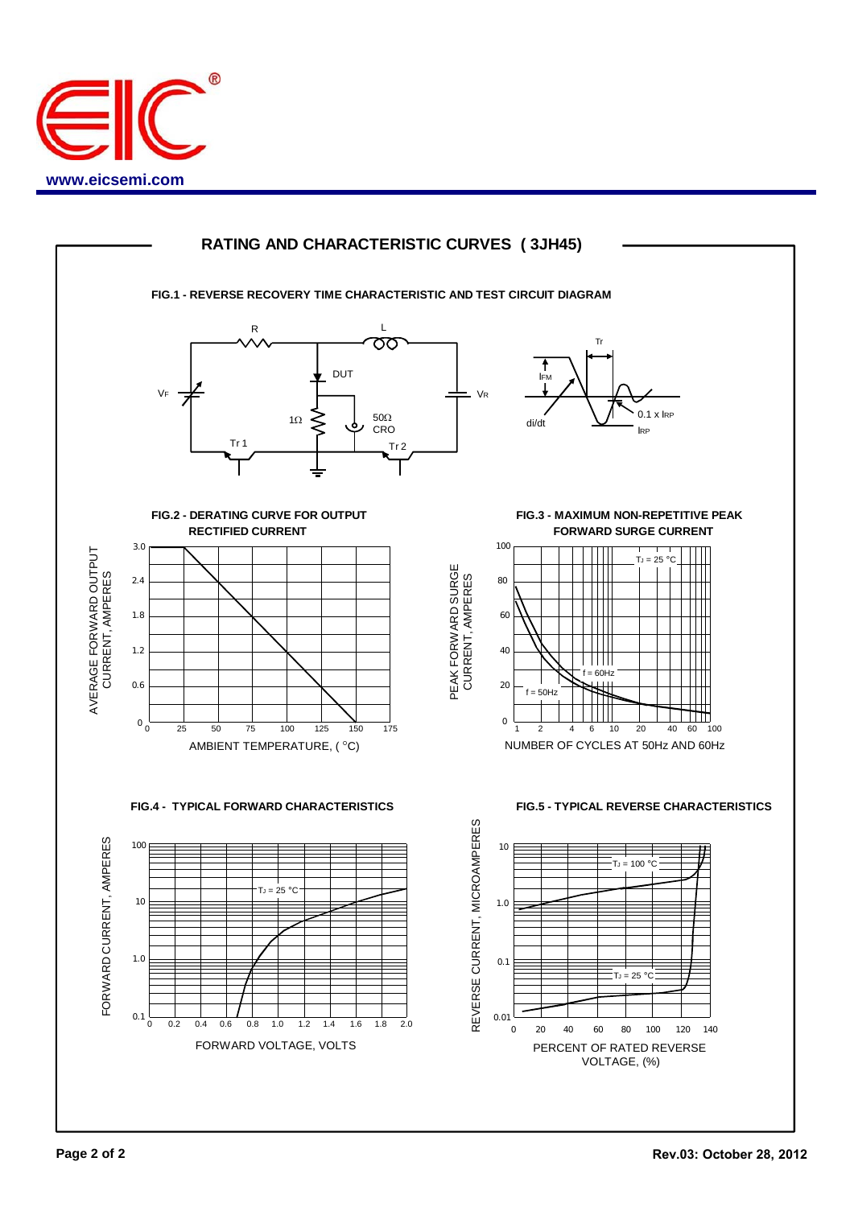www.eicsemi.com

## RATING AND CHARACTERISTIC CURVES ( 3JH45)

### FIG.1 - REVERSE RECOVERY TIME CHARACTERISTIC AND TEST CIRCUIT DIAGRAM

R
L
DUT
$V_F$
$V_R$
1Ω
50Ω
CRO
Tr 1
Tr 2

Tr
$I_{FM}$
di/dt
0.1 x $I_{RP}$
$I_{RP}$

### FIG.2 - DERATING CURVE FOR OUTPUT RECTIFIED CURRENT

AVERAGE FORWARD OUTPUT CURRENT, AMPERES

3.0
2.4
1.8
1.2
0.6
0

0
25
50
75
100
125
150
175

AMBIENT TEMPERATURE, ( °C)

### FIG.3 - MAXIMUM NON-REPETITIVE PEAK FORWARD SURGE CURRENT

PEAK FORWARD SURGE CURRENT, AMPERES

100
80
60
40
20
0

$T_J$ = 25 °C
f = 60Hz
f = 50Hz

1
2
4
6
10
20
40
60
100

NUMBER OF CYCLES AT 50Hz AND 60Hz

### FIG.4 - TYPICAL FORWARD CHARACTERISTICS

FORWARD CURRENT, AMPERES

100
10
1.0
0.1

$T_J$ = 25 °C

0
0.2
0.4
0.6
0.8
1.0
1.2
1.4
1.6
1.8
2.0

FORWARD VOLTAGE, VOLTS

### FIG.5 - TYPICAL REVERSE CHARACTERISTICS

REVERSE CURRENT, MICROAMPERES

10
1.0
0.1
0.01

$T_J$ = 100 °C
$T_J$ = 25 °C

0
20
40
60
80
100
120
140

PERCENT OF RATED REVERSE VOLTAGE, (%)

Rev.03: October 28, 2012